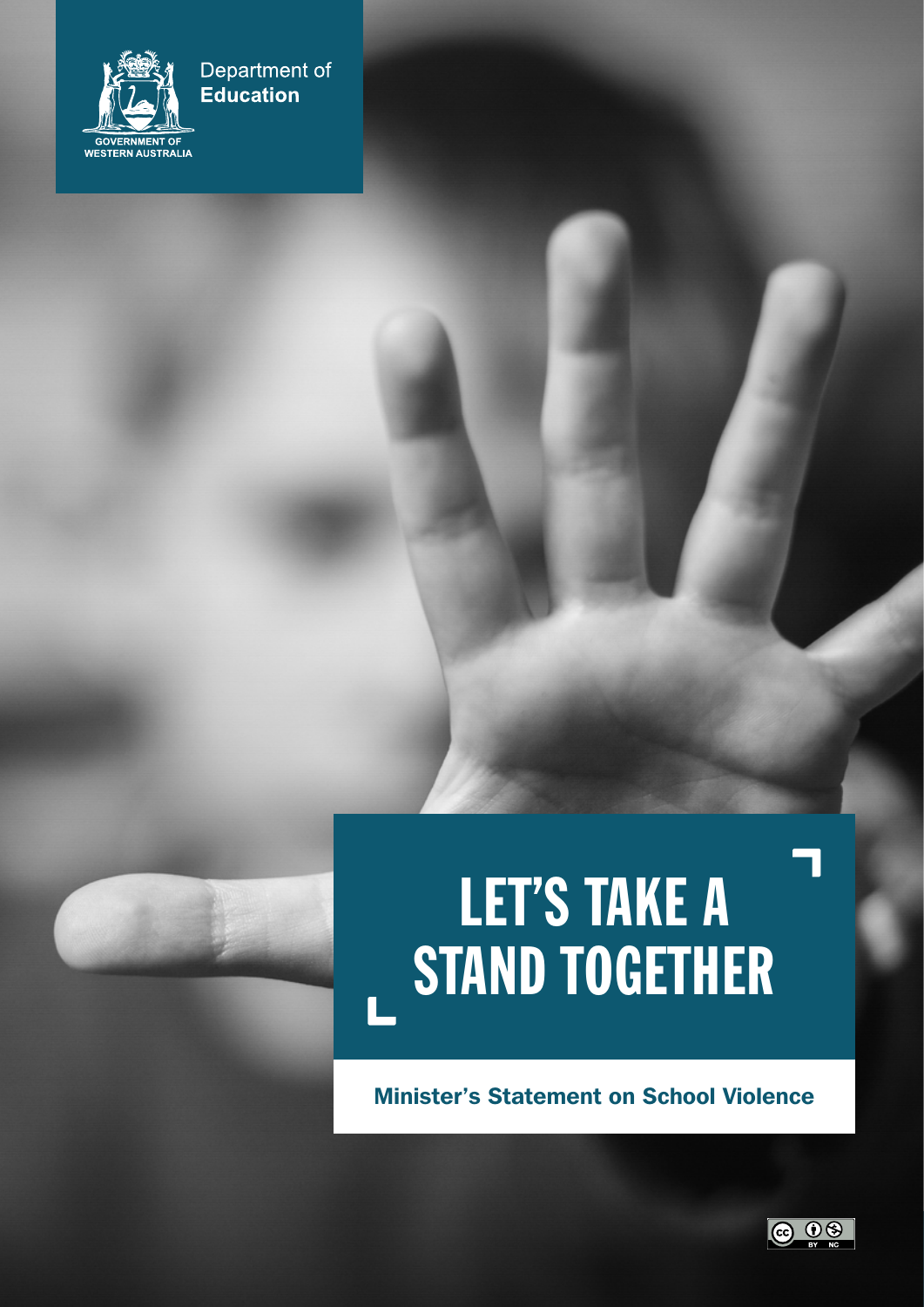Department of **Education**

GOVERNMENT OF WESTERN AUSTRALIA

# LET'S TAKE A STAND TOGETHER

## Minister's Statement on School Violence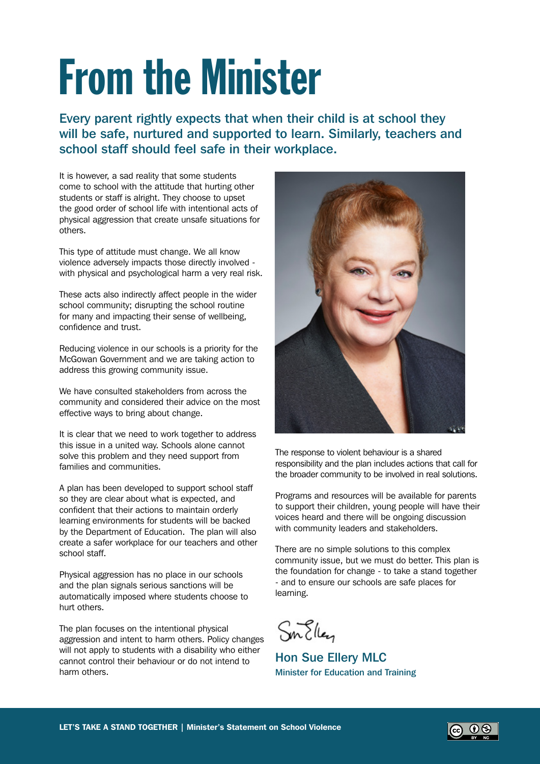# From the Minister

## Every parent rightly expects that when their child is at school they will be safe, nurtured and supported to learn. Similarly, teachers and school staff should feel safe in their workplace.

It is however, a sad reality that some students come to school with the attitude that hurting other students or staff is alright. They choose to upset the good order of school life with intentional acts of physical aggression that create unsafe situations for others.

This type of attitude must change. We all know violence adversely impacts those directly involved - with physical and psychological harm a very real risk.

These acts also indirectly affect people in the wider school community; disrupting the school routine for many and impacting their sense of wellbeing, confidence and trust.

Reducing violence in our schools is a priority for the McGowan Government and we are taking action to address this growing community issue.

We have consulted stakeholders from across the community and considered their advice on the most effective ways to bring about change.

It is clear that we need to work together to address this issue in a united way. Schools alone cannot solve this problem and they need support from families and communities.

A plan has been developed to support school staff so they are clear about what is expected, and confident that their actions to maintain orderly learning environments for students will be backed by the Department of Education. The plan will also create a safer workplace for our teachers and other school staff.

Physical aggression has no place in our schools and the plan signals serious sanctions will be automatically imposed where students choose to hurt others.

The plan focuses on the intentional physical aggression and intent to harm others. Policy changes will not apply to students with a disability who either cannot control their behaviour or do not intend to harm others.

The response to violent behaviour is a shared responsibility and the plan includes actions that call for the broader community to be involved in real solutions.

Programs and resources will be available for parents to support their children, young people will have their voices heard and there will be ongoing discussion with community leaders and stakeholders.

There are no simple solutions to this complex community issue, but we must do better. This plan is the foundation for change - to take a stand together - and to ensure our schools are safe places for learning.

**Hon Sue Ellery MLC**
Minister for Education and Training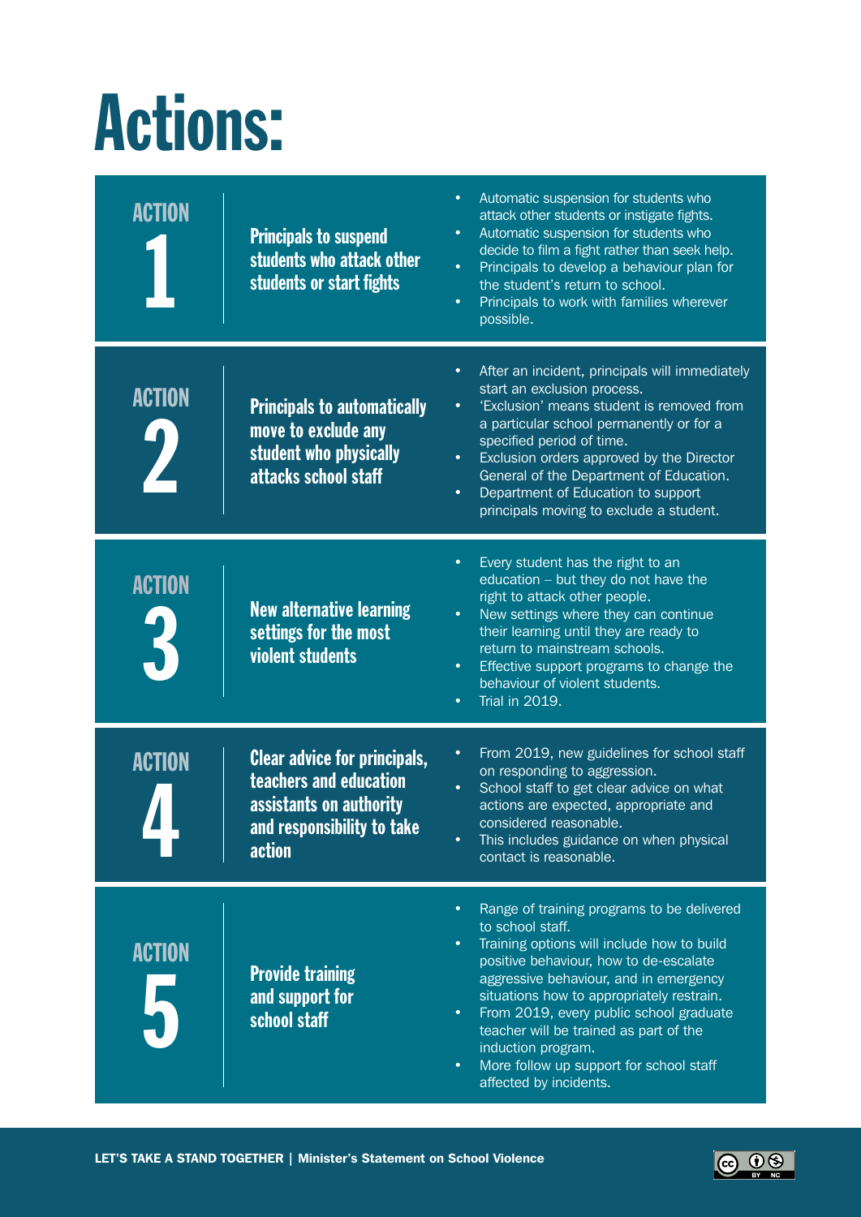# Actions:

## ACTION 1

**Principals to suspend students who attack other students or start fights**

- Automatic suspension for students who attack other students or instigate fights.
- Automatic suspension for students who decide to film a fight rather than seek help.
- Principals to develop a behaviour plan for the student's return to school.
- Principals to work with families wherever possible.

## ACTION 2

**Principals to automatically move to exclude any student who physically attacks school staff**

- After an incident, principals will immediately start an exclusion process.
- 'Exclusion' means student is removed from a particular school permanently or for a specified period of time.
- Exclusion orders approved by the Director General of the Department of Education.
- Department of Education to support principals moving to exclude a student.

## ACTION 3

**New alternative learning settings for the most violent students**

- Every student has the right to an education – but they do not have the right to attack other people.
- New settings where they can continue their learning until they are ready to return to mainstream schools.
- Effective support programs to change the behaviour of violent students.
- Trial in 2019.

## ACTION 4

**Clear advice for principals, teachers and education assistants on authority and responsibility to take action**

- From 2019, new guidelines for school staff on responding to aggression.
- School staff to get clear advice on what actions are expected, appropriate and considered reasonable.
- This includes guidance on when physical contact is reasonable.

## ACTION 5

**Provide training and support for school staff**

- Range of training programs to be delivered to school staff.
- Training options will include how to build positive behaviour, how to de-escalate aggressive behaviour, and in emergency situations how to appropriately restrain.
- From 2019, every public school graduate teacher will be trained as part of the induction program.
- More follow up support for school staff affected by incidents.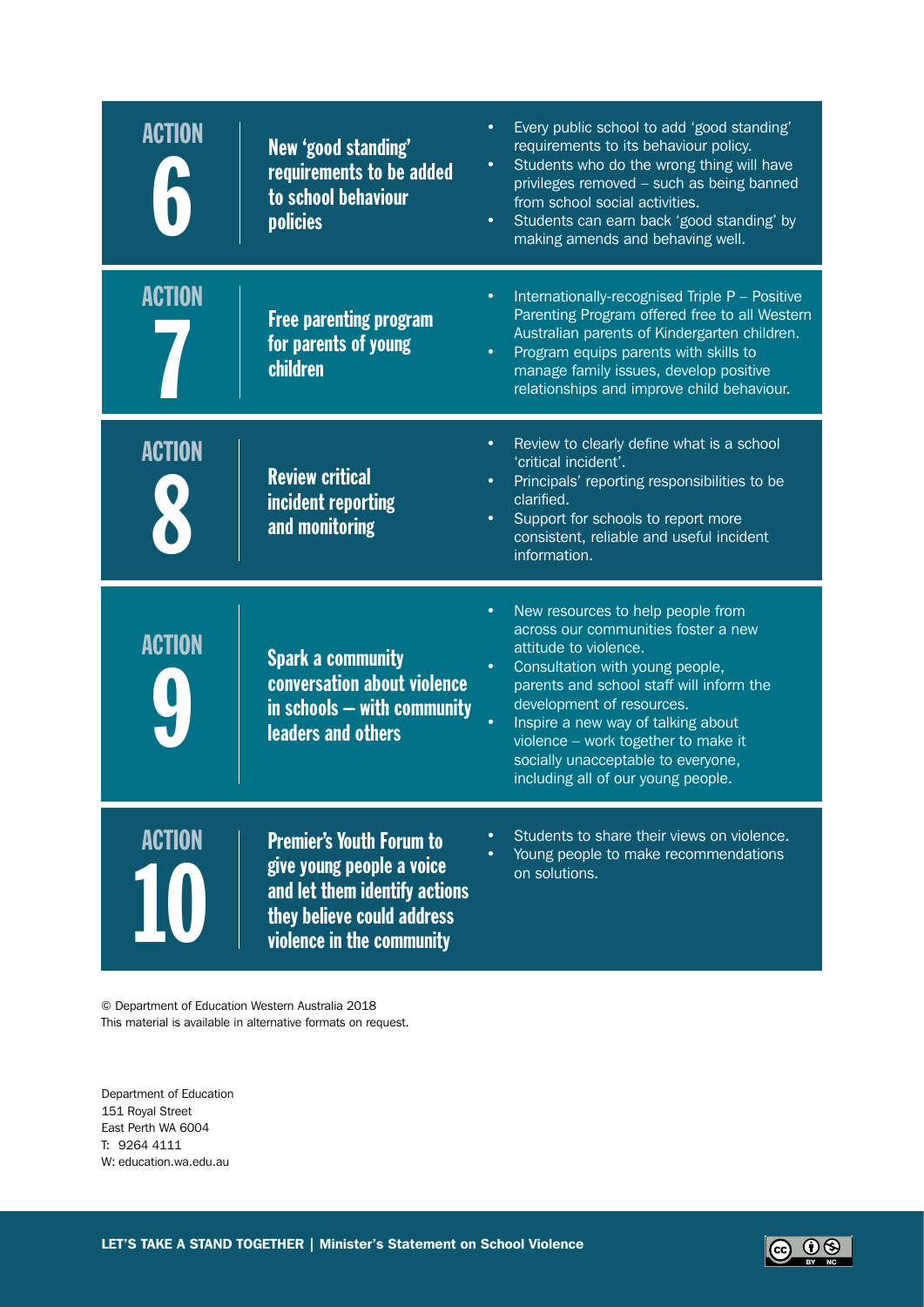## ACTION 6

**New 'good standing' requirements to be added to school behaviour policies**

- Every public school to add 'good standing' requirements to its behaviour policy.
- Students who do the wrong thing will have privileges removed – such as being banned from school social activities.
- Students can earn back 'good standing' by making amends and behaving well.

## ACTION 7

**Free parenting program for parents of young children**

- Internationally-recognised Triple P – Positive Parenting Program offered free to all Western Australian parents of Kindergarten children.
- Program equips parents with skills to manage family issues, develop positive relationships and improve child behaviour.

## ACTION 8

**Review critical incident reporting and monitoring**

- Review to clearly define what is a school 'critical incident'.
- Principals' reporting responsibilities to be clarified.
- Support for schools to report more consistent, reliable and useful incident information.

## ACTION 9

**Spark a community conversation about violence in schools – with community leaders and others**

- New resources to help people from across our communities foster a new attitude to violence.
- Consultation with young people, parents and school staff will inform the development of resources.
- Inspire a new way of talking about violence – work together to make it socially unacceptable to everyone, including all of our young people.

## ACTION 10

**Premier's Youth Forum to give young people a voice and let them identify actions they believe could address violence in the community**

- Students to share their views on violence.
- Young people to make recommendations on solutions.

© Department of Education Western Australia 2018
This material is available in alternative formats on request.

Department of Education
151 Royal Street
East Perth WA 6004
T: 9264 4111
W: education.wa.edu.au